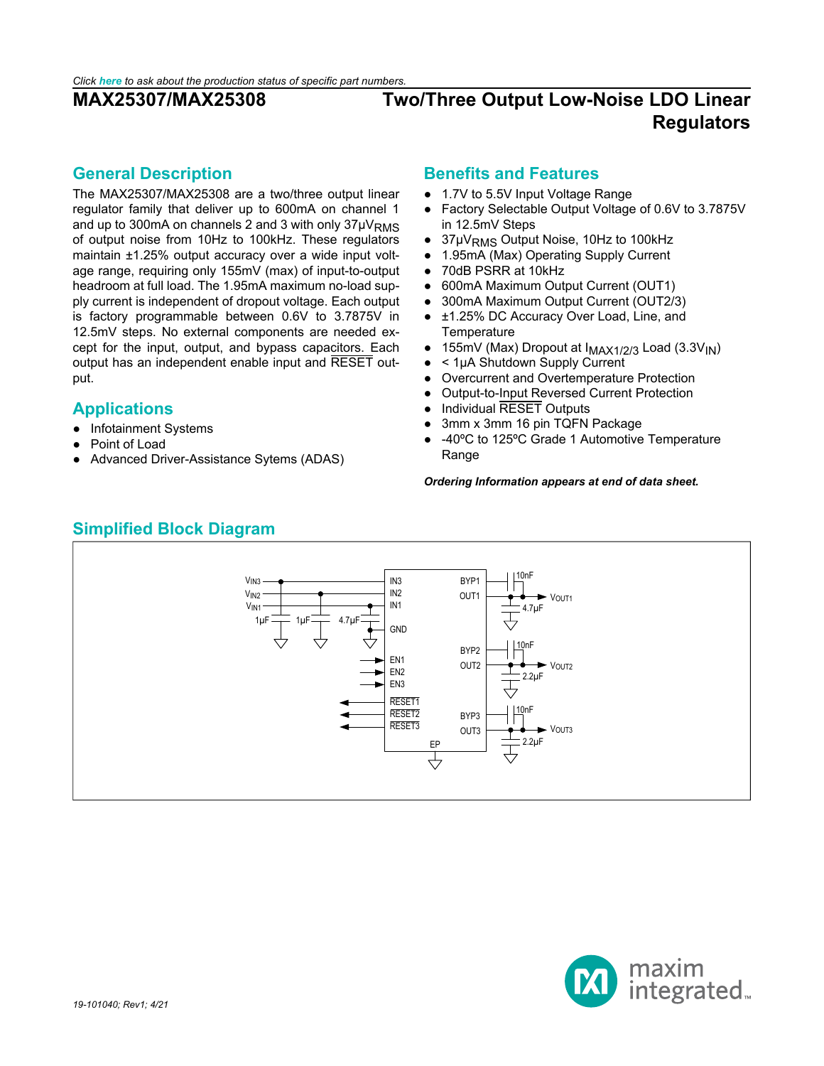*Click here to ask about the production status of specific part numbers.*

# MAX25307/MAX25308

# Two/Three Output Low-Noise LDO Linear Regulators

## General Description

The MAX25307/MAX25308 are a two/three output linear regulator family that deliver up to 600mA on channel 1 and up to 300mA on channels 2 and 3 with only 37μ$V_{RMS}$ of output noise from 10Hz to 100kHz. These regulators maintain ±1.25% output accuracy over a wide input voltage range, requiring only 155mV (max) of input-to-output headroom at full load. The 1.95mA maximum no-load supply current is independent of dropout voltage. Each output is factory programmable between 0.6V to 3.7875V in 12.5mV steps. No external components are needed except for the input, output, and bypass capacitors. Each output has an independent enable input and $\overline{\text{RESET}}$ output.

## Applications

- Infotainment Systems
- Point of Load
- Advanced Driver-Assistance Sytems (ADAS)

## Benefits and Features

- 1.7V to 5.5V Input Voltage Range
- Factory Selectable Output Voltage of 0.6V to 3.7875V in 12.5mV Steps
- 37μ$V_{RMS}$ Output Noise, 10Hz to 100kHz
- 1.95mA (Max) Operating Supply Current
- 70dB PSRR at 10kHz
- 600mA Maximum Output Current (OUT1)
- 300mA Maximum Output Current (OUT2/3)
- ±1.25% DC Accuracy Over Load, Line, and Temperature
- 155mV (Max) Dropout at $I_{MAX1/2/3}$ Load (3.3$V_{IN}$)
- < 1μA Shutdown Supply Current
- Overcurrent and Overtemperature Protection
- Output-to-Input Reversed Current Protection
- Individual $\overline{\text{RESET}}$ Outputs
- 3mm x 3mm 16 pin TQFN Package
- -40ºC to 125ºC Grade 1 Automotive Temperature Range

***Ordering Information appears at end of data sheet.***

## Simplified Block Diagram

19-101040; Rev1; 4/21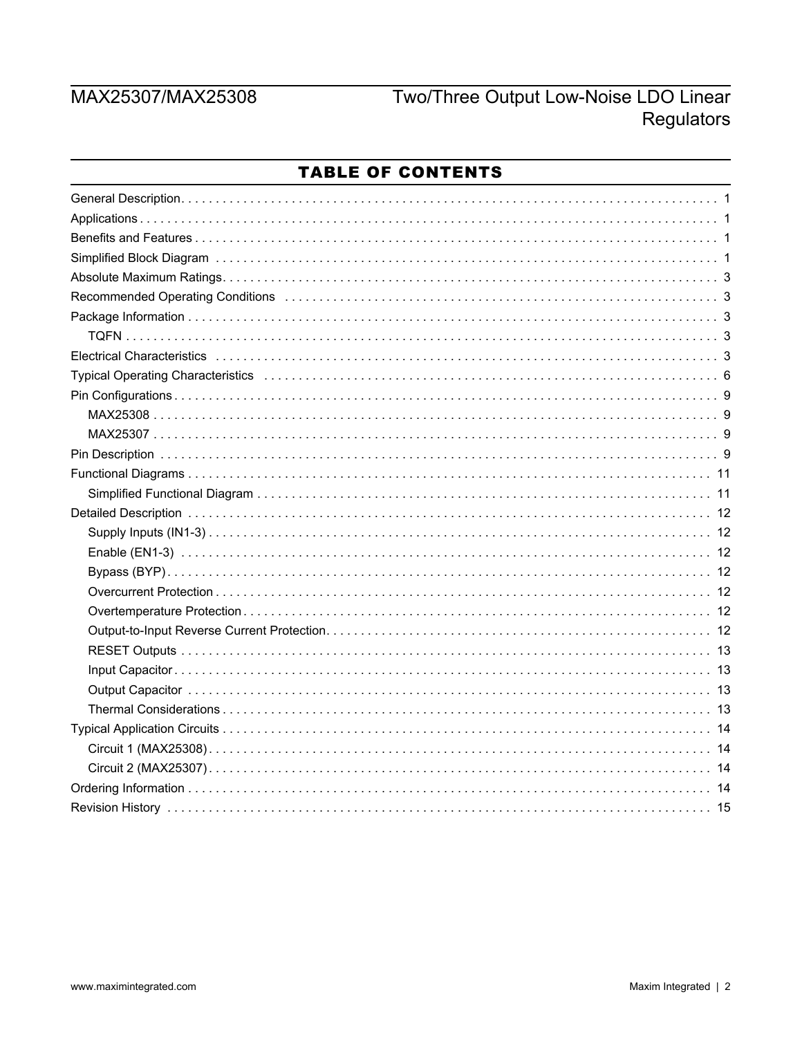# TABLE OF CONTENTS

General Description . . . . . 1
Applications . . . . . 1
Benefits and Features . . . . . 1
Simplified Block Diagram . . . . . 1
Absolute Maximum Ratings . . . . . 3
Recommended Operating Conditions . . . . . 3
Package Information . . . . . 3
- TQFN . . . . . 3

Electrical Characteristics . . . . . 3
Typical Operating Characteristics . . . . . 6
Pin Configurations . . . . . 9
- MAX25308 . . . . . 9
- MAX25307 . . . . . 9

Pin Description . . . . . 9
Functional Diagrams . . . . . 11
- Simplified Functional Diagram . . . . . 11

Detailed Description . . . . . 12
- Supply Inputs (IN1-3) . . . . . 12
- Enable (EN1-3) . . . . . 12
- Bypass (BYP) . . . . . 12
- Overcurrent Protection . . . . . 12
- Overtemperature Protection . . . . . 12
- Output-to-Input Reverse Current Protection . . . . . 12
- RESET Outputs . . . . . 13
- Input Capacitor . . . . . 13
- Output Capacitor . . . . . 13
- Thermal Considerations . . . . . 13

Typical Application Circuits . . . . . 14
- Circuit 1 (MAX25308) . . . . . 14
- Circuit 2 (MAX25307) . . . . . 14

Ordering Information . . . . . 14
Revision History . . . . . 15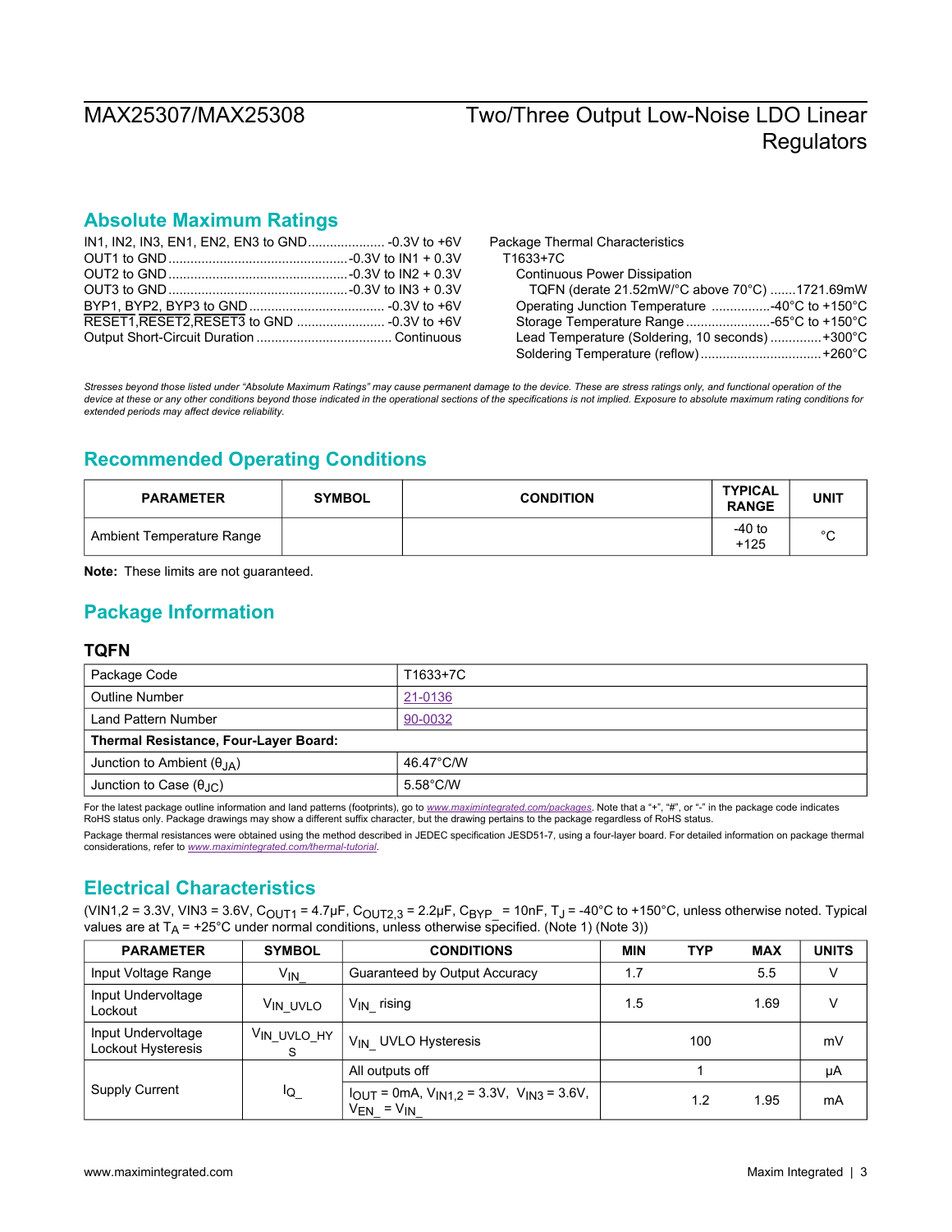## Absolute Maximum Ratings

IN1, IN2, IN3, EN1, EN2, EN3 to GND .................... -0.3V to +6V
OUT1 to GND ................................................ -0.3V to IN1 + 0.3V
OUT2 to GND ................................................ -0.3V to IN2 + 0.3V
OUT3 to GND ................................................ -0.3V to IN3 + 0.3V
BYP1, BYP2, BYP3 to GND .................................... -0.3V to +6V
RESET1, RESET2, RESET3 to GND ....................... -0.3V to +6V
Output Short-Circuit Duration .................................... Continuous

Package Thermal Characteristics
T1633+7C
Continuous Power Dissipation
TQFN (derate 21.52mW/°C above 70°C) .......1721.69mW
Operating Junction Temperature ................-40°C to +150°C
Storage Temperature Range .......................-65°C to +150°C
Lead Temperature (Soldering, 10 seconds) .............+300°C
Soldering Temperature (reflow) ................................+260°C

*Stresses beyond those listed under "Absolute Maximum Ratings" may cause permanent damage to the device. These are stress ratings only, and functional operation of the device at these or any other conditions beyond those indicated in the operational sections of the specifications is not implied. Exposure to absolute maximum rating conditions for extended periods may affect device reliability.*

## Recommended Operating Conditions

| PARAMETER | SYMBOL | CONDITION | TYPICAL RANGE | UNIT |
|---|---|---|---|---|
| Ambient Temperature Range | | | -40 to +125 | °C |

**Note:** These limits are not guaranteed.

## Package Information

### TQFN

| Package Code | T1633+7C |
|---|---|
| Outline Number | 21-0136 |
| Land Pattern Number | 90-0032 |
| **Thermal Resistance, Four-Layer Board:** | |
| Junction to Ambient ($\theta_{JA}$) | 46.47°C/W |
| Junction to Case ($\theta_{JC}$) | 5.58°C/W |

For the latest package outline information and land patterns (footprints), go to *www.maximintegrated.com/packages*. Note that a "+", "#", or "-" in the package code indicates RoHS status only. Package drawings may show a different suffix character, but the drawing pertains to the package regardless of RoHS status.

Package thermal resistances were obtained using the method described in JEDEC specification JESD51-7, using a four-layer board. For detailed information on package thermal considerations, refer to *www.maximintegrated.com/thermal-tutorial*.

## Electrical Characteristics

($V_{IN1,2}$ = 3.3V, $V_{IN3}$ = 3.6V, $C_{OUT1}$ = 4.7µF, $C_{OUT2,3}$ = 2.2µF, $C_{BYP\_}$ = 10nF, $T_J$ = -40°C to +150°C, unless otherwise noted. Typical values are at $T_A$ = +25°C under normal conditions, unless otherwise specified. (Note 1) (Note 3))

| PARAMETER | SYMBOL | CONDITIONS | MIN | TYP | MAX | UNITS |
|---|---|---|---|---|---|---|
| Input Voltage Range | $V_{IN\_}$ | Guaranteed by Output Accuracy | 1.7 | | 5.5 | V |
| Input Undervoltage Lockout | $V_{IN\_UVLO}$ | $V_{IN\_}$ rising | 1.5 | | 1.69 | V |
| Input Undervoltage Lockout Hysteresis | $V_{IN\_UVLO\_HYS}$ | $V_{IN\_}$ UVLO Hysteresis | | 100 | | mV |
| Supply Current | $I_{Q\_}$ | All outputs off | | 1 | | µA |
| | | $I_{OUT}$ = 0mA, $V_{IN1,2}$ = 3.3V, $V_{IN3}$ = 3.6V, $V_{EN\_}$ = $V_{IN\_}$ | | 1.2 | 1.95 | mA |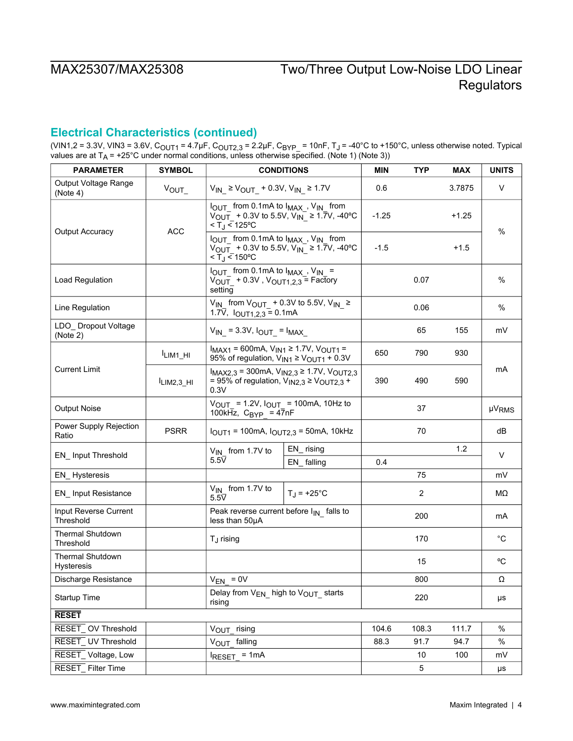## Electrical Characteristics (continued)

($V_{IN1,2}$ = 3.3V, $V_{IN3}$ = 3.6V, $C_{OUT1}$ = 4.7µF, $C_{OUT2,3}$ = 2.2µF, $C_{BYP\_}$ = 10nF, $T_J$ = -40°C to +150°C, unless otherwise noted. Typical values are at $T_A$ = +25°C under normal conditions, unless otherwise specified. (Note 1) (Note 3))

| PARAMETER | SYMBOL | CONDITIONS | | MIN | TYP | MAX | UNITS |
|---|---|---|---|---|---|---|---|
| Output Voltage Range (Note 4) | $V_{OUT\_}$ | $V_{IN\_} \geq V_{OUT\_}$ + 0.3V, $V_{IN\_} \geq$ 1.7V | | 0.6 | | 3.7875 | V |
| Output Accuracy | ACC | $I_{OUT\_}$ from 0.1mA to $I_{MAX\_}$, $V_{IN\_}$ from $V_{OUT\_}$ + 0.3V to 5.5V, $V_{IN\_} \geq$ 1.7V, -40ºC < $T_J$ < 125ºC | | -1.25 | | +1.25 | % |
| | | $I_{OUT\_}$ from 0.1mA to $I_{MAX\_}$, $V_{IN\_}$ from $V_{OUT\_}$ + 0.3V to 5.5V, $V_{IN\_} \geq$ 1.7V, -40ºC < $T_J$ < 150ºC | | -1.5 | | +1.5 | |
| Load Regulation | | $I_{OUT\_}$ from 0.1mA to $I_{MAX\_}$, $V_{IN\_}$ = $V_{OUT\_}$ + 0.3V , $V_{OUT1,2,3}$ = Factory setting | | | 0.07 | | % |
| Line Regulation | | $V_{IN\_}$ from $V_{OUT\_}$ + 0.3V to 5.5V, $V_{IN\_} \geq$ 1.7V, $I_{OUT1,2,3}$ = 0.1mA | | | 0.06 | | % |
| LDO_ Dropout Voltage (Note 2) | | $V_{IN\_}$ = 3.3V, $I_{OUT\_}$ = $I_{MAX\_}$ | | | 65 | 155 | mV |
| Current Limit | $I_{LIM1\_HI}$ | $I_{MAX1}$ = 600mA, $V_{IN1} \geq$ 1.7V, $V_{OUT1}$ = 95% of regulation, $V_{IN1} \geq V_{OUT1}$ + 0.3V | | 650 | 790 | 930 | mA |
| | $I_{LIM2,3\_HI}$ | $I_{MAX2,3}$ = 300mA, $V_{IN2,3} \geq$ 1.7V, $V_{OUT2,3}$ = 95% of regulation, $V_{IN2,3} \geq V_{OUT2,3}$ + 0.3V | | 390 | 490 | 590 | |
| Output Noise | | $V_{OUT\_}$ = 1.2V, $I_{OUT\_}$ = 100mA, 10Hz to 100kHz, $C_{BYP\_}$ = 47nF | | | 37 | | µ$V_{RMS}$ |
| Power Supply Rejection Ratio | PSRR | $I_{OUT1}$ = 100mA, $I_{OUT2,3}$ = 50mA, 10kHz | | | 70 | | dB |
| EN_ Input Threshold | | $V_{IN\_}$ from 1.7V to 5.5V | EN_ rising | | | 1.2 | V |
| | | | EN_ falling | 0.4 | | | |
| EN_ Hysteresis | | | | | 75 | | mV |
| EN_ Input Resistance | | $V_{IN\_}$ from 1.7V to 5.5V | $T_J$ = +25°C | | 2 | | MΩ |
| Input Reverse Current Threshold | | Peak reverse current before $I_{IN\_}$ falls to less than 50µA | | | 200 | | mA |
| Thermal Shutdown Threshold | | $T_J$ rising | | | 170 | | °C |
| Thermal Shutdown Hysteresis | | | | | 15 | | ºC |
| Discharge Resistance | | $V_{EN\_}$ = 0V | | | 800 | | Ω |
| Startup Time | | Delay from $V_{EN\_}$ high to $V_{OUT\_}$ starts rising | | | 220 | | µs |
| **RESET** | | | | | | | |
| RESET_ OV Threshold | | $V_{OUT\_}$ rising | | 104.6 | 108.3 | 111.7 | % |
| RESET_ UV Threshold | | $V_{OUT\_}$ falling | | 88.3 | 91.7 | 94.7 | % |
| RESET_ Voltage, Low | | $I_{RESET\_}$ = 1mA | | | 10 | 100 | mV |
| RESET_ Filter Time | | | | | 5 | | µs |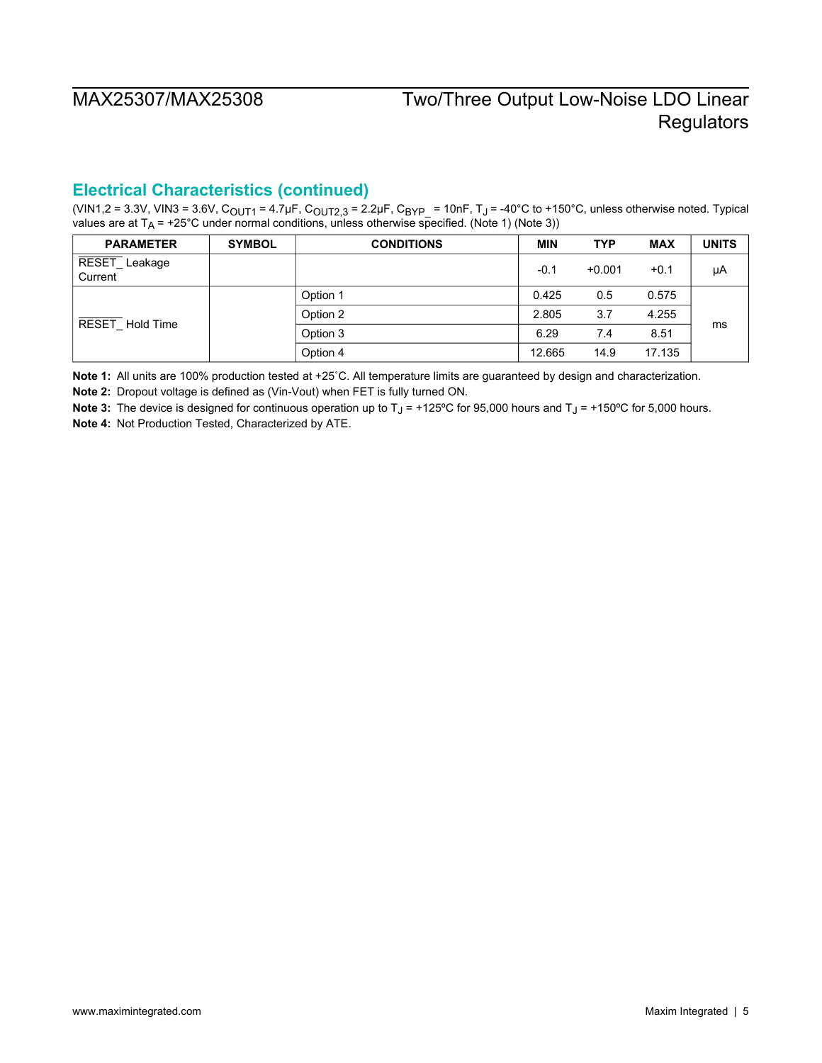## Electrical Characteristics (continued)

($V_{IN1,2}$ = 3.3V, $V_{IN3}$ = 3.6V, $C_{OUT1}$ = 4.7μF, $C_{OUT2,3}$ = 2.2μF, $C_{BYP\_}$ = 10nF, $T_J$ = -40°C to +150°C, unless otherwise noted. Typical values are at $T_A$ = +25°C under normal conditions, unless otherwise specified. (Note 1) (Note 3))

| PARAMETER | SYMBOL | CONDITIONS | MIN | TYP | MAX | UNITS |
|---|---|---|---|---|---|---|
| $\overline{\text{RESET\_}}$ Leakage Current | | | -0.1 | +0.001 | +0.1 | μA |
| $\overline{\text{RESET\_}}$ Hold Time | | Option 1 | 0.425 | 0.5 | 0.575 | ms |
| | | Option 2 | 2.805 | 3.7 | 4.255 | |
| | | Option 3 | 6.29 | 7.4 | 8.51 | |
| | | Option 4 | 12.665 | 14.9 | 17.135 | |

**Note 1:** All units are 100% production tested at +25˚C. All temperature limits are guaranteed by design and characterization.

**Note 2:** Dropout voltage is defined as (Vin-Vout) when FET is fully turned ON.

**Note 3:** The device is designed for continuous operation up to $T_J$ = +125ºC for 95,000 hours and $T_J$ = +150ºC for 5,000 hours.

**Note 4:** Not Production Tested, Characterized by ATE.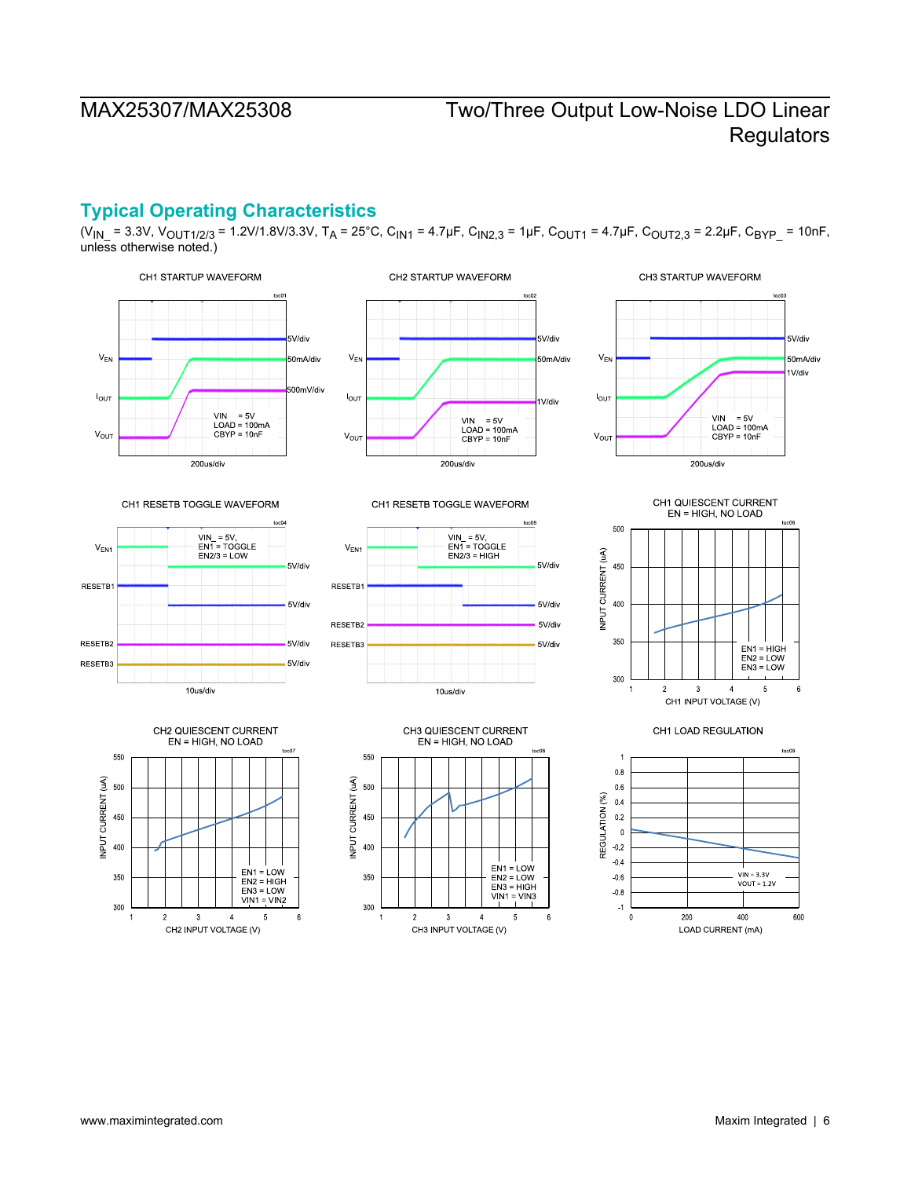## Typical Operating Characteristics

($V_{IN\_}$ = 3.3V, $V_{OUT1/2/3}$ = 1.2V/1.8V/3.3V, $T_A$ = 25°C, $C_{IN1}$ = 4.7µF, $C_{IN2,3}$ = 1µF, $C_{OUT1}$ = 4.7µF, $C_{OUT2,3}$ = 2.2µF, $C_{BYP\_}$ = 10nF, unless otherwise noted.)

CH1 STARTUP WAVEFORM

toc01

$V_{EN}$ 5V/div, $I_{OUT}$ 50mA/div, $V_{OUT}$ 500mV/div

VIN = 5V
LOAD = 100mA
CBYP = 10nF

200us/div

CH2 STARTUP WAVEFORM

toc02

$V_{EN}$ 5V/div, $I_{OUT}$ 50mA/div, $V_{OUT}$ 1V/div

VIN = 5V
LOAD = 100mA
CBYP = 10nF

200us/div

CH3 STARTUP WAVEFORM

toc03

$V_{EN}$ 5V/div, $I_{OUT}$ 50mA/div, $V_{OUT}$ 1V/div

VIN = 5V
LOAD = 100mA
CBYP = 10nF

200us/div

CH1 RESETB TOGGLE WAVEFORM

toc04

VIN_ = 5V,
EN1 = TOGGLE
EN2/3 = LOW

$V_{EN1}$ 5V/div, RESETB1 5V/div, RESETB2 5V/div, RESETB3 5V/div

10us/div

CH1 RESETB TOGGLE WAVEFORM

toc05

VIN_ = 5V,
EN1 = TOGGLE
EN2/3 = HIGH

$V_{EN1}$ 5V/div, RESETB1 5V/div, RESETB2 5V/div, RESETB3 5V/div

10us/div

CH1 QUIESCENT CURRENT
EN = HIGH, NO LOAD

toc06

INPUT CURRENT (uA) vs. CH1 INPUT VOLTAGE (V)

EN1 = HIGH
EN2 = LOW
EN3 = LOW

CH2 QUIESCENT CURRENT
EN = HIGH, NO LOAD

toc07

INPUT CURRENT (uA) vs. CH2 INPUT VOLTAGE (V)

EN1 = LOW
EN2 = HIGH
EN3 = LOW
VIN1 = VIN2

CH3 QUIESCENT CURRENT
EN = HIGH, NO LOAD

toc08

INPUT CURRENT (uA) vs. CH3 INPUT VOLTAGE (V)

EN1 = LOW
EN2 = LOW
EN3 = HIGH
VIN1 = VIN3

CH1 LOAD REGULATION

toc09

REGULATION (%) vs. LOAD CURRENT (mA)

VIN = 3.3V
VOUT = 1.2V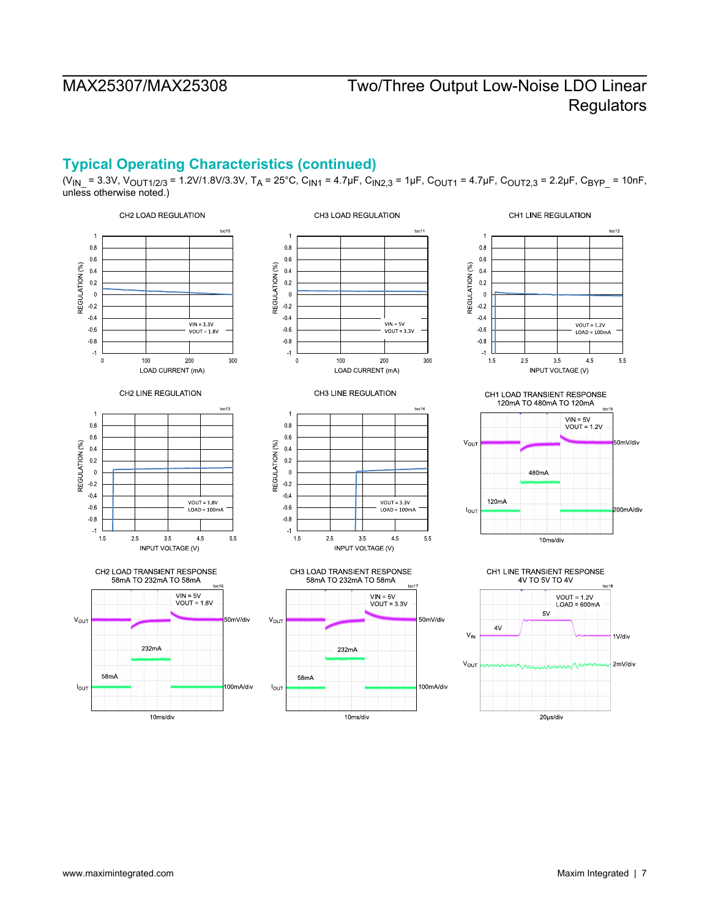## Typical Operating Characteristics (continued)

($V_{IN\_}$ = 3.3V, $V_{OUT1/2/3}$ = 1.2V/1.8V/3.3V, $T_A$ = 25°C, $C_{IN1}$ = 4.7µF, $C_{IN2,3}$ = 1µF, $C_{OUT1}$ = 4.7µF, $C_{OUT2,3}$ = 2.2µF, $C_{BYP\_}$ = 10nF, unless otherwise noted.)

CH2 LOAD REGULATION
toc10
VIN = 3.3V
VOUT = 1.8V
REGULATION (%) vs. LOAD CURRENT (mA)

CH3 LOAD REGULATION
toc11
VIN = 5V
VOUT = 3.3V
REGULATION (%) vs. LOAD CURRENT (mA)

CH1 LINE REGULATION
toc12
VOUT = 1.2V
LOAD = 100mA
REGULATION (%) vs. INPUT VOLTAGE (V)

CH2 LINE REGULATION
toc13
VOUT = 1.8V
LOAD = 100mA
REGULATION (%) vs. INPUT VOLTAGE (V)

CH3 LINE REGULATION
toc14
VOUT = 3.3V
LOAD = 100mA
REGULATION (%) vs. INPUT VOLTAGE (V)

CH1 LOAD TRANSIENT RESPONSE
120mA TO 480mA TO 120mA
toc15
VIN = 5V
VOUT = 1.2V
$V_{OUT}$ 50mV/div
480mA
120mA
$I_{OUT}$ 200mA/div
10ms/div

CH2 LOAD TRANSIENT RESPONSE
58mA TO 232mA TO 58mA
toc16
VIN = 5V
VOUT = 1.8V
$V_{OUT}$ 50mV/div
232mA
58mA
$I_{OUT}$ 100mA/div
10ms/div

CH3 LOAD TRANSIENT RESPONSE
58mA TO 232mA TO 58mA
toc17
VIN = 5V
VOUT = 3.3V
$V_{OUT}$ 50mV/div
232mA
58mA
$I_{OUT}$ 100mA/div
10ms/div

CH1 LINE TRANSIENT RESPONSE
4V TO 5V TO 4V
toc18
VOUT = 1.2V
LOAD = 600mA
5V
4V
$V_{IN}$ 1V/div
$V_{OUT}$ 2mV/div
20µs/div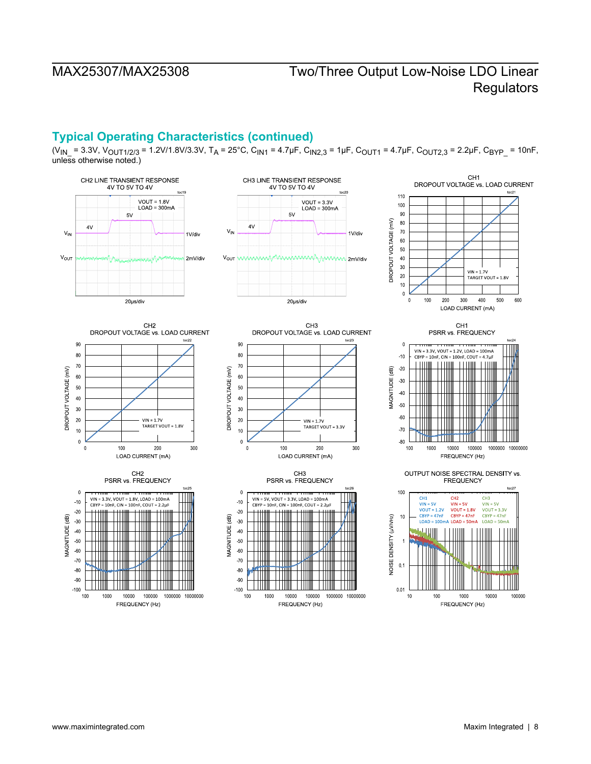## Typical Operating Characteristics (continued)

($V_{IN\_}$ = 3.3V, $V_{OUT1/2/3}$ = 1.2V/1.8V/3.3V, $T_A$ = 25°C, $C_{IN1}$ = 4.7µF, $C_{IN2,3}$ = 1µF, $C_{OUT1}$ = 4.7µF, $C_{OUT2,3}$ = 2.2µF, $C_{BYP\_}$ = 10nF, unless otherwise noted.)

CH2 LINE TRANSIENT RESPONSE 4V TO 5V TO 4V (toc19)

VOUT = 1.8V, LOAD = 300mA; VIN 1V/div; VOUT 2mV/div; 20µs/div

CH3 LINE TRANSIENT RESPONSE 4V TO 5V TO 4V (toc20)

VOUT = 3.3V, LOAD = 300mA; VIN 1V/div; VOUT 2mV/div; 20µs/div

CH1 DROPOUT VOLTAGE vs. LOAD CURRENT (toc21)

VIN = 1.7V, TARGET VOUT = 1.8V; DROPOUT VOLTAGE (mV); LOAD CURRENT (mA)

CH2 DROPOUT VOLTAGE vs. LOAD CURRENT (toc22)

VIN = 1.7V, TARGET VOUT = 1.8V; DROPOUT VOLTAGE (mV); LOAD CURRENT (mA)

CH3 DROPOUT VOLTAGE vs. LOAD CURRENT (toc23)

VIN = 1.7V, TARGET VOUT = 3.3V; DROPOUT VOLTAGE (mV); LOAD CURRENT (mA)

CH1 PSRR vs. FREQUENCY (toc24)

VIN = 3.3V, VOUT = 1.2V, LOAD = 100mA, CBYP = 10nF, CIN = 100nF, COUT = 4.7µF; MAGNITUDE (dB); FREQUENCY (Hz)

CH2 PSRR vs. FREQUENCY (toc25)

VIN = 3.3V, VOUT = 1.8V, LOAD = 100mA, CBYP = 10nF, CIN = 100nF, COUT = 2.2µF; MAGNITUDE (dB); FREQUENCY (Hz)

CH3 PSRR vs. FREQUENCY (toc26)

VIN = 5V, VOUT = 3.3V, LOAD = 100mA, CBYP = 10nF, CIN = 100nF, COUT = 2.2µF; MAGNITUDE (dB); FREQUENCY (Hz)

OUTPUT NOISE SPECTRAL DENSITY vs. FREQUENCY (toc27)

CH1: VIN = 5V, VOUT = 1.2V, CBYP = 47nF, LOAD = 100mA; CH2: VIN = 5V, VOUT = 1.8V, CBYP = 47nF, LOAD = 50mA; CH3: VIN = 5V, VOUT = 3.3V, CBYP = 47nF, LOAD = 50mA; NOISE DENSITY (µV/√Hz); FREQUENCY (Hz)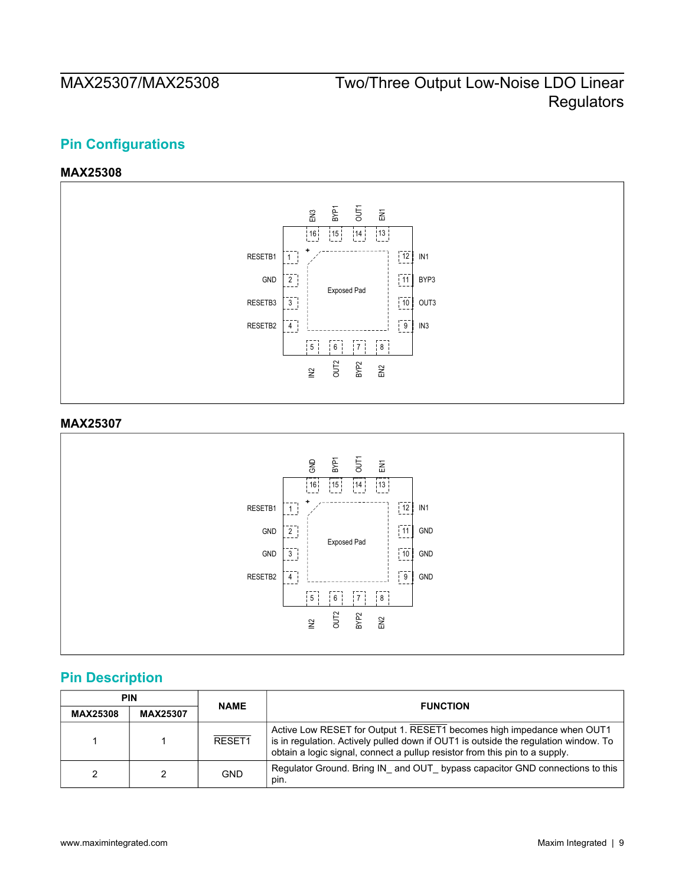## Pin Configurations

### MAX25308

|  | EN3 | BYP1 | OUT1 | EN1 |  |  |
|---|---|---|---|---|---|---|
|  | 16 | 15 | 14 | 13 |  |  |
| RESETB1 | 1 |  |  |  | 12 | IN1 |
| GND | 2 |  | Exposed Pad |  | 11 | BYP3 |
| RESETB3 | 3 |  |  |  | 10 | OUT3 |
| RESETB2 | 4 |  |  |  | 9 | IN3 |
|  | 5 | 6 | 7 | 8 |  |  |
|  | IN2 | OUT2 | BYP2 | EN2 |  |  |

### MAX25307

|  | GND | BYP1 | OUT1 | EN1 |  |  |
|---|---|---|---|---|---|---|
|  | 16 | 15 | 14 | 13 |  |  |
| RESETB1 | 1 |  |  |  | 12 | IN1 |
| GND | 2 |  | Exposed Pad |  | 11 | GND |
| GND | 3 |  |  |  | 10 | GND |
| RESETB2 | 4 |  |  |  | 9 | GND |
|  | 5 | 6 | 7 | 8 |  |  |
|  | IN2 | OUT2 | BYP2 | EN2 |  |  |

## Pin Description

| PIN |  | NAME | FUNCTION |
|---|---|---|---|
| MAX25308 | MAX25307 |  |  |
| 1 | 1 | $\overline{\text{RESET1}}$ | Active Low RESET for Output 1. $\overline{\text{RESET1}}$ becomes high impedance when OUT1 is in regulation. Actively pulled down if OUT1 is outside the regulation window. To obtain a logic signal, connect a pullup resistor from this pin to a supply. |
| 2 | 2 | GND | Regulator Ground. Bring IN_ and OUT_ bypass capacitor GND connections to this pin. |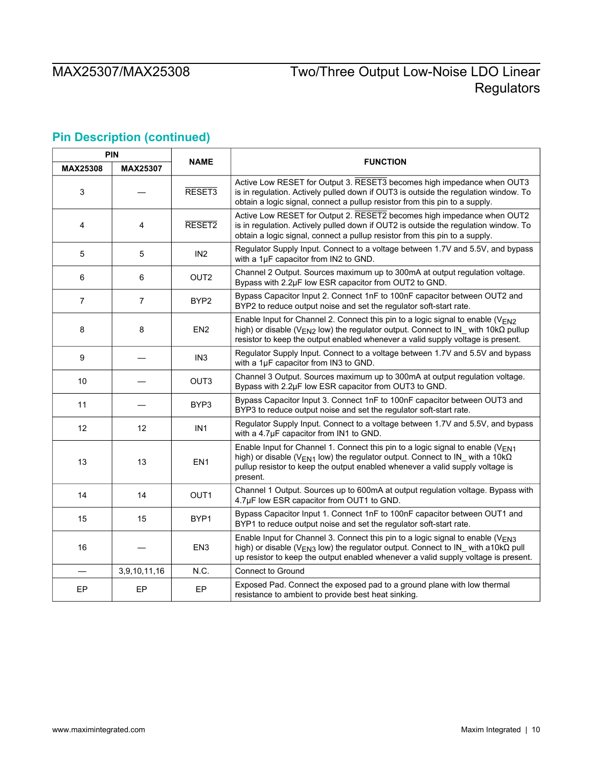## Pin Description (continued)

| PIN | | NAME | FUNCTION |
|---|---|---|---|
| MAX25308 | MAX25307 | | |
| 3 | — | $\overline{\text{RESET3}}$ | Active Low RESET for Output 3. $\overline{\text{RESET3}}$ becomes high impedance when OUT3 is in regulation. Actively pulled down if OUT3 is outside the regulation window. To obtain a logic signal, connect a pullup resistor from this pin to a supply. |
| 4 | 4 | $\overline{\text{RESET2}}$ | Active Low RESET for Output 2. $\overline{\text{RESET2}}$ becomes high impedance when OUT2 is in regulation. Actively pulled down if OUT2 is outside the regulation window. To obtain a logic signal, connect a pullup resistor from this pin to a supply. |
| 5 | 5 | IN2 | Regulator Supply Input. Connect to a voltage between 1.7V and 5.5V, and bypass with a 1µF capacitor from IN2 to GND. |
| 6 | 6 | OUT2 | Channel 2 Output. Sources maximum up to 300mA at output regulation voltage. Bypass with 2.2µF low ESR capacitor from OUT2 to GND. |
| 7 | 7 | BYP2 | Bypass Capacitor Input 2. Connect 1nF to 100nF capacitor between OUT2 and BYP2 to reduce output noise and set the regulator soft-start rate. |
| 8 | 8 | EN2 | Enable Input for Channel 2. Connect this pin to a logic signal to enable ($V_{EN2}$ high) or disable ($V_{EN2}$ low) the regulator output. Connect to IN_ with 10kΩ pullup resistor to keep the output enabled whenever a valid supply voltage is present. |
| 9 | — | IN3 | Regulator Supply Input. Connect to a voltage between 1.7V and 5.5V and bypass with a 1µF capacitor from IN3 to GND. |
| 10 | — | OUT3 | Channel 3 Output. Sources maximum up to 300mA at output regulation voltage. Bypass with 2.2µF low ESR capacitor from OUT3 to GND. |
| 11 | — | BYP3 | Bypass Capacitor Input 3. Connect 1nF to 100nF capacitor between OUT3 and BYP3 to reduce output noise and set the regulator soft-start rate. |
| 12 | 12 | IN1 | Regulator Supply Input. Connect to a voltage between 1.7V and 5.5V, and bypass with a 4.7µF capacitor from IN1 to GND. |
| 13 | 13 | EN1 | Enable Input for Channel 1. Connect this pin to a logic signal to enable ($V_{EN1}$ high) or disable ($V_{EN1}$ low) the regulator output. Connect to IN_ with a 10kΩ pullup resistor to keep the output enabled whenever a valid supply voltage is present. |
| 14 | 14 | OUT1 | Channel 1 Output. Sources up to 600mA at output regulation voltage. Bypass with 4.7µF low ESR capacitor from OUT1 to GND. |
| 15 | 15 | BYP1 | Bypass Capacitor Input 1. Connect 1nF to 100nF capacitor between OUT1 and BYP1 to reduce output noise and set the regulator soft-start rate. |
| 16 | — | EN3 | Enable Input for Channel 3. Connect this pin to a logic signal to enable ($V_{EN3}$ high) or disable ($V_{EN3}$ low) the regulator output. Connect to IN_ with a10kΩ pull up resistor to keep the output enabled whenever a valid supply voltage is present. |
| — | 3,9,10,11,16 | N.C. | Connect to Ground |
| EP | EP | EP | Exposed Pad. Connect the exposed pad to a ground plane with low thermal resistance to ambient to provide best heat sinking. |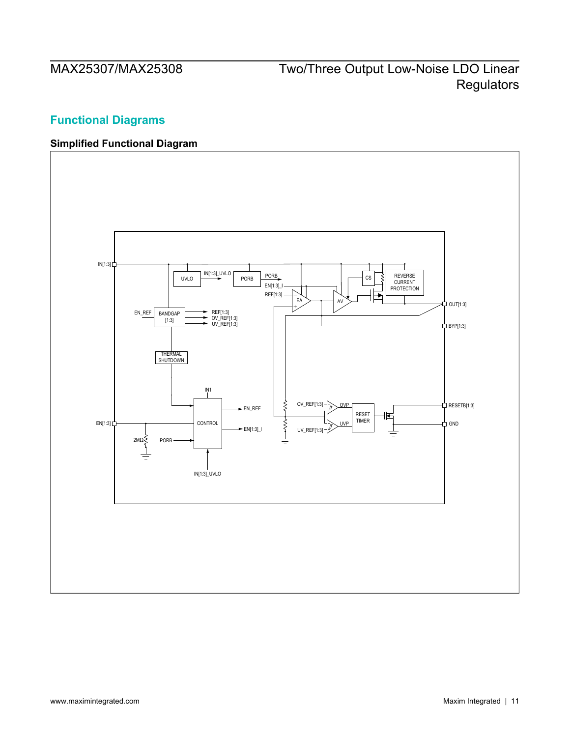## Functional Diagrams

### Simplified Functional Diagram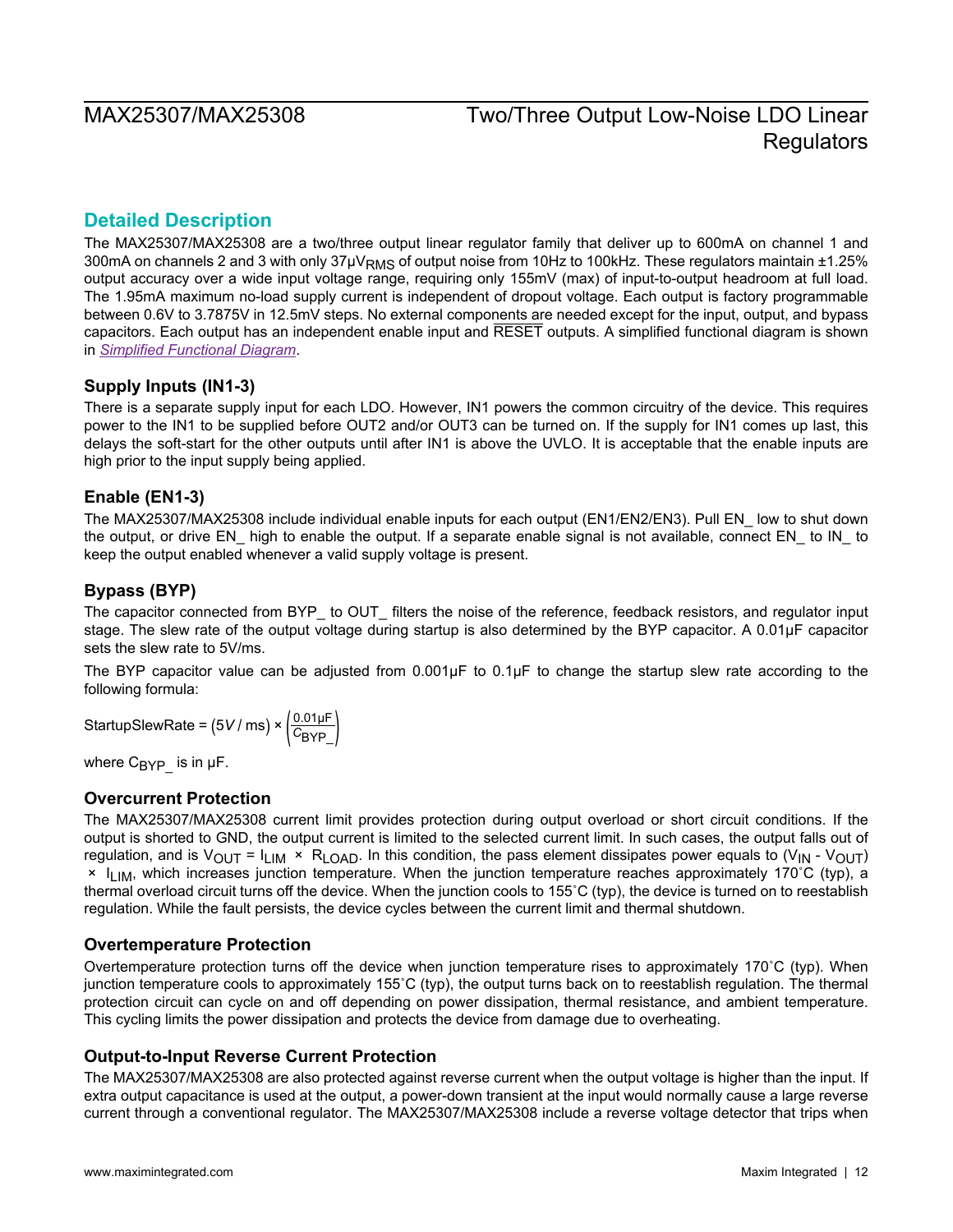## Detailed Description

The MAX25307/MAX25308 are a two/three output linear regulator family that deliver up to 600mA on channel 1 and 300mA on channels 2 and 3 with only 37μ$V_{RMS}$ of output noise from 10Hz to 100kHz. These regulators maintain ±1.25% output accuracy over a wide input voltage range, requiring only 155mV (max) of input-to-output headroom at full load. The 1.95mA maximum no-load supply current is independent of dropout voltage. Each output is factory programmable between 0.6V to 3.7875V in 12.5mV steps. No external components are needed except for the input, output, and bypass capacitors. Each output has an independent enable input and $\overline{\text{RESET}}$ outputs. A simplified functional diagram is shown in *Simplified Functional Diagram*.

### Supply Inputs (IN1-3)

There is a separate supply input for each LDO. However, IN1 powers the common circuitry of the device. This requires power to the IN1 to be supplied before OUT2 and/or OUT3 can be turned on. If the supply for IN1 comes up last, this delays the soft-start for the other outputs until after IN1 is above the UVLO. It is acceptable that the enable inputs are high prior to the input supply being applied.

### Enable (EN1-3)

The MAX25307/MAX25308 include individual enable inputs for each output (EN1/EN2/EN3). Pull EN_ low to shut down the output, or drive EN_ high to enable the output. If a separate enable signal is not available, connect EN_ to IN_ to keep the output enabled whenever a valid supply voltage is present.

### Bypass (BYP)

The capacitor connected from BYP_ to OUT_ filters the noise of the reference, feedback resistors, and regulator input stage. The slew rate of the output voltage during startup is also determined by the BYP capacitor. A 0.01μF capacitor sets the slew rate to 5V/ms.

The BYP capacitor value can be adjusted from 0.001μF to 0.1μF to change the startup slew rate according to the following formula:

$$\text{StartupSlewRate} = (5V/\text{ms}) \times \left(\frac{0.01\mu\text{F}}{C_{BYP\_}}\right)$$

where $C_{BYP\_}$ is in μF.

### Overcurrent Protection

The MAX25307/MAX25308 current limit provides protection during output overload or short circuit conditions. If the output is shorted to GND, the output current is limited to the selected current limit. In such cases, the output falls out of regulation, and is $V_{OUT} = I_{LIM} \times R_{LOAD}$. In this condition, the pass element dissipates power equals to $(V_{IN} - V_{OUT}) \times I_{LIM}$, which increases junction temperature. When the junction temperature reaches approximately 170˚C (typ), a thermal overload circuit turns off the device. When the junction cools to 155˚C (typ), the device is turned on to reestablish regulation. While the fault persists, the device cycles between the current limit and thermal shutdown.

### Overtemperature Protection

Overtemperature protection turns off the device when junction temperature rises to approximately 170˚C (typ). When junction temperature cools to approximately 155˚C (typ), the output turns back on to reestablish regulation. The thermal protection circuit can cycle on and off depending on power dissipation, thermal resistance, and ambient temperature. This cycling limits the power dissipation and protects the device from damage due to overheating.

### Output-to-Input Reverse Current Protection

The MAX25307/MAX25308 are also protected against reverse current when the output voltage is higher than the input. If extra output capacitance is used at the output, a power-down transient at the input would normally cause a large reverse current through a conventional regulator. The MAX25307/MAX25308 include a reverse voltage detector that trips when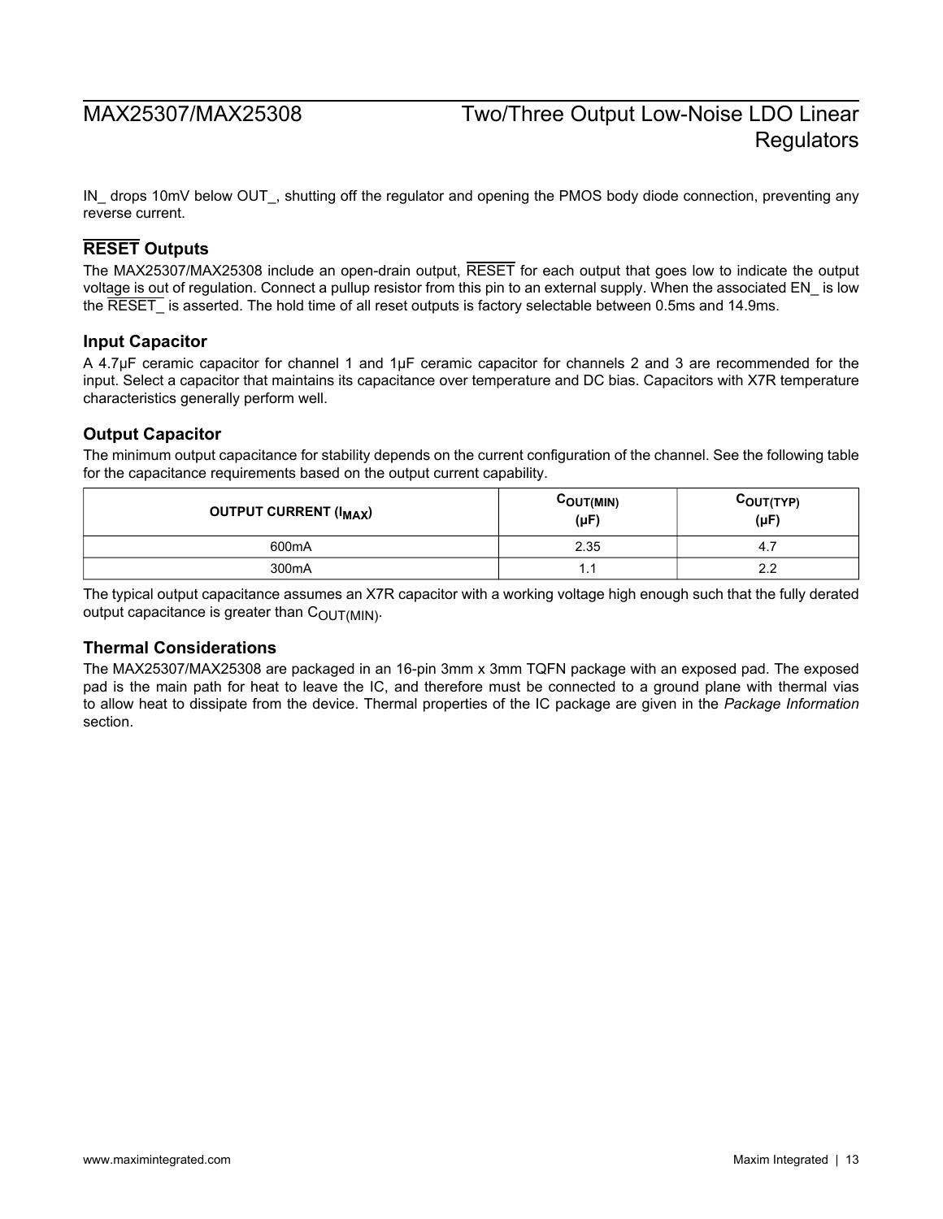IN_ drops 10mV below OUT_, shutting off the regulator and opening the PMOS body diode connection, preventing any reverse current.

### $\overline{\text{RESET}}$ Outputs

The MAX25307/MAX25308 include an open-drain output, $\overline{\text{RESET}}$ for each output that goes low to indicate the output voltage is out of regulation. Connect a pullup resistor from this pin to an external supply. When the associated EN_ is low the $\overline{\text{RESET\_}}$ is asserted. The hold time of all reset outputs is factory selectable between 0.5ms and 14.9ms.

### Input Capacitor

A 4.7μF ceramic capacitor for channel 1 and 1μF ceramic capacitor for channels 2 and 3 are recommended for the input. Select a capacitor that maintains its capacitance over temperature and DC bias. Capacitors with X7R temperature characteristics generally perform well.

### Output Capacitor

The minimum output capacitance for stability depends on the current configuration of the channel. See the following table for the capacitance requirements based on the output current capability.

| OUTPUT CURRENT ($I_{MAX}$) | $C_{OUT(MIN)}$ (μF) | $C_{OUT(TYP)}$ (μF) |
| --- | --- | --- |
| 600mA | 2.35 | 4.7 |
| 300mA | 1.1 | 2.2 |

The typical output capacitance assumes an X7R capacitor with a working voltage high enough such that the fully derated output capacitance is greater than $C_{OUT(MIN)}$.

### Thermal Considerations

The MAX25307/MAX25308 are packaged in an 16-pin 3mm x 3mm TQFN package with an exposed pad. The exposed pad is the main path for heat to leave the IC, and therefore must be connected to a ground plane with thermal vias to allow heat to dissipate from the device. Thermal properties of the IC package are given in the *Package Information* section.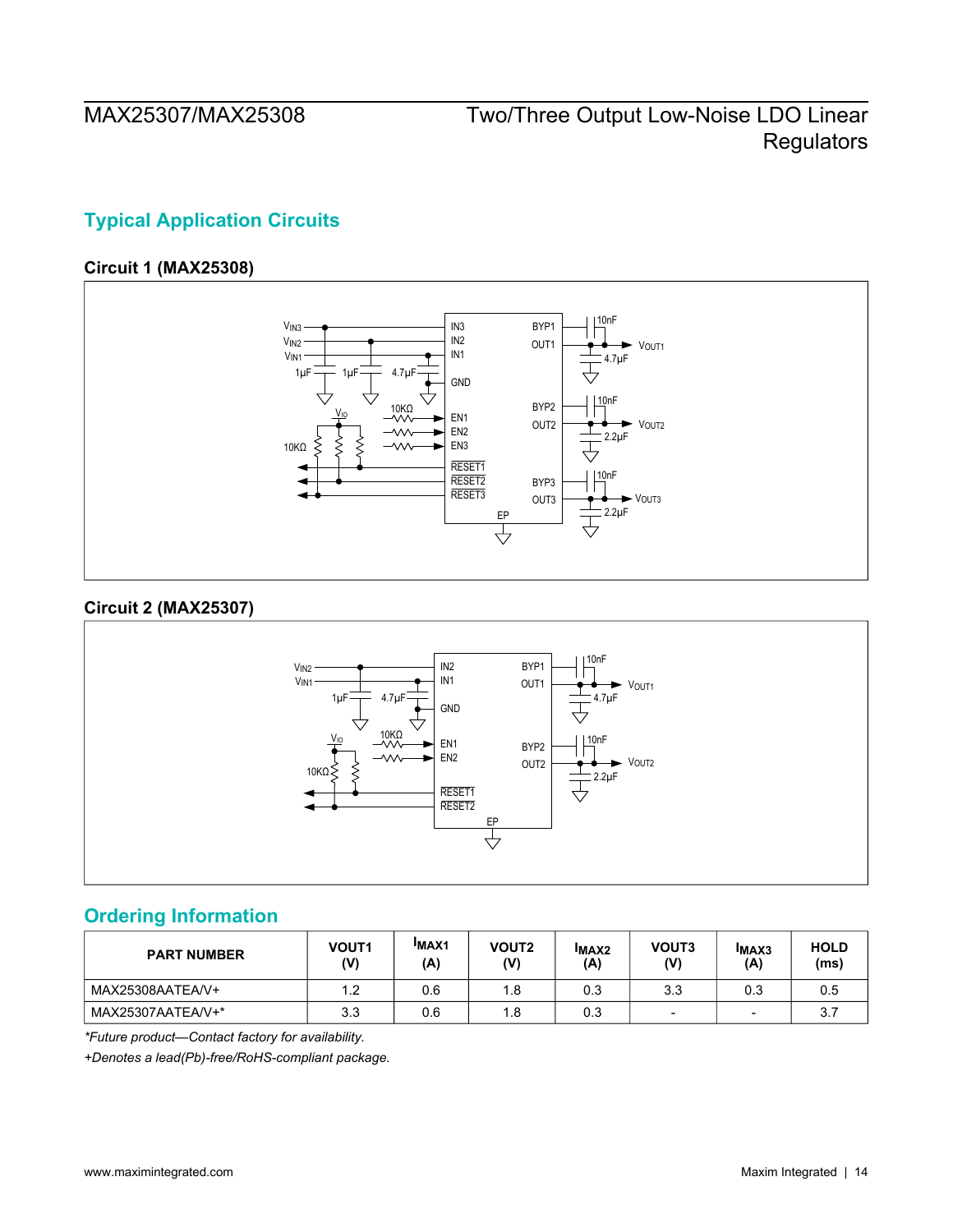## Typical Application Circuits

### Circuit 1 (MAX25308)

### Circuit 2 (MAX25307)

## Ordering Information

| PART NUMBER | VOUT1 (V) | $I_{MAX1}$ (A) | VOUT2 (V) | $I_{MAX2}$ (A) | VOUT3 (V) | $I_{MAX3}$ (A) | HOLD (ms) |
|---|---|---|---|---|---|---|---|
| MAX25308AATEA/V+ | 1.2 | 0.6 | 1.8 | 0.3 | 3.3 | 0.3 | 0.5 |
| MAX25307AATEA/V+* | 3.3 | 0.6 | 1.8 | 0.3 | - | - | 3.7 |

*\*Future product—Contact factory for availability.*

*+Denotes a lead(Pb)-free/RoHS-compliant package.*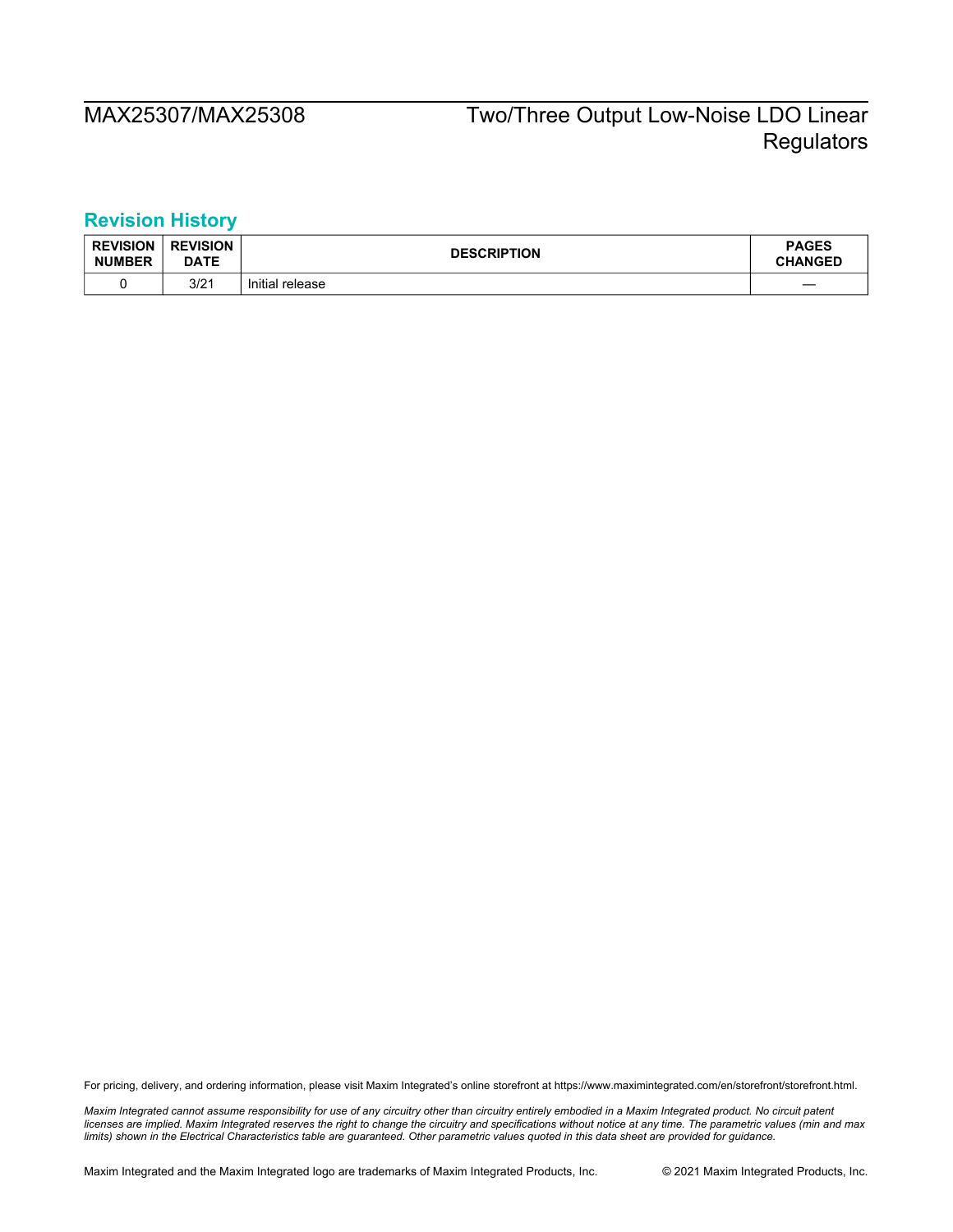## Revision History

| REVISION NUMBER | REVISION DATE | DESCRIPTION | PAGES CHANGED |
|---|---|---|---|
| 0 | 3/21 | Initial release | — |

For pricing, delivery, and ordering information, please visit Maxim Integrated's online storefront at https://www.maximintegrated.com/en/storefront/storefront.html.

*Maxim Integrated cannot assume responsibility for use of any circuitry other than circuitry entirely embodied in a Maxim Integrated product. No circuit patent licenses are implied. Maxim Integrated reserves the right to change the circuitry and specifications without notice at any time. The parametric values (min and max limits) shown in the Electrical Characteristics table are guaranteed. Other parametric values quoted in this data sheet are provided for guidance.*

Maxim Integrated and the Maxim Integrated logo are trademarks of Maxim Integrated Products, Inc. © 2021 Maxim Integrated Products, Inc.